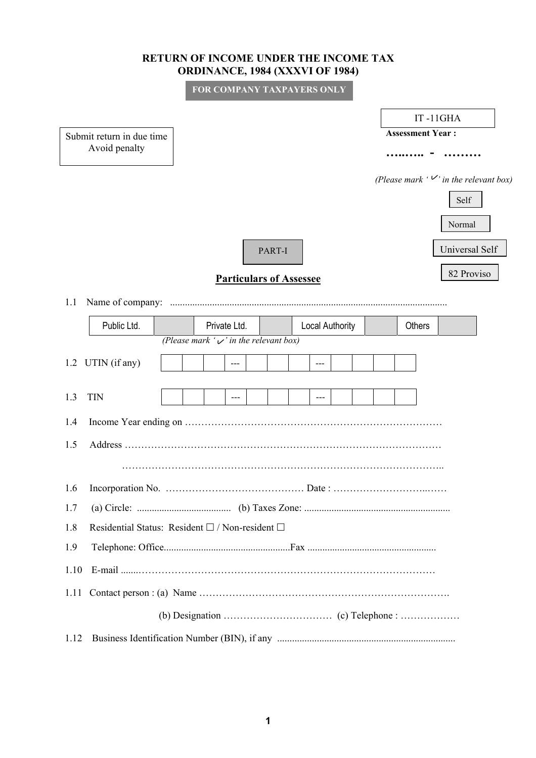# RETURN OF INCOME UNDER THE INCOME TAX ORDINANCE, 1984 (XXXVI OF 1984)

**FOR COMPANY TAXPAYERS ONLY**

IT -11GHA

**Assessment Year :**

**……..….. - ………**

Submit return in due time
Avoid penalty

*(Please mark '✓' in the relevant box)*

Self

Normal

Universal Self

82 Proviso

PART-I

## Particulars of Assessee

1.1 Name of company: ................................................................................................................

| Public Ltd. | | Private Ltd. | | Local Authority | | Others | |
|---|---|---|---|---|---|---|---|

*(Please mark '✓' in the relevant box)*

1.2 UTIN (if any)

| | | | --- | | | | --- | | | | |
|---|---|---|---|---|---|---|---|---|---|---|---|

1.3 TIN

| | | | --- | | | | --- | | | | |
|---|---|---|---|---|---|---|---|---|---|---|---|

1.4 Income Year ending on ……………………………………………………………………

1.5 Address ……………………………………………………………………………………

……………………………………………………………………………………..

1.6 Incorporation No. …………………………………… Date : …………………….……

1.7 (a) Circle: ...................................... (b) Taxes Zone: ...........................................................

1.8 Residential Status: Resident ☐ / Non-resident ☐

1.9 Telephone: Office................................................... Fax ...................................................

1.10 E-mail .......…………………………………………………………………………………

1.11 Contact person : (a) Name ………………………………………………………………….

(b) Designation …………………………… (c) Telephone : ………………

1.12 Business Identification Number (BIN), if any .......................................................................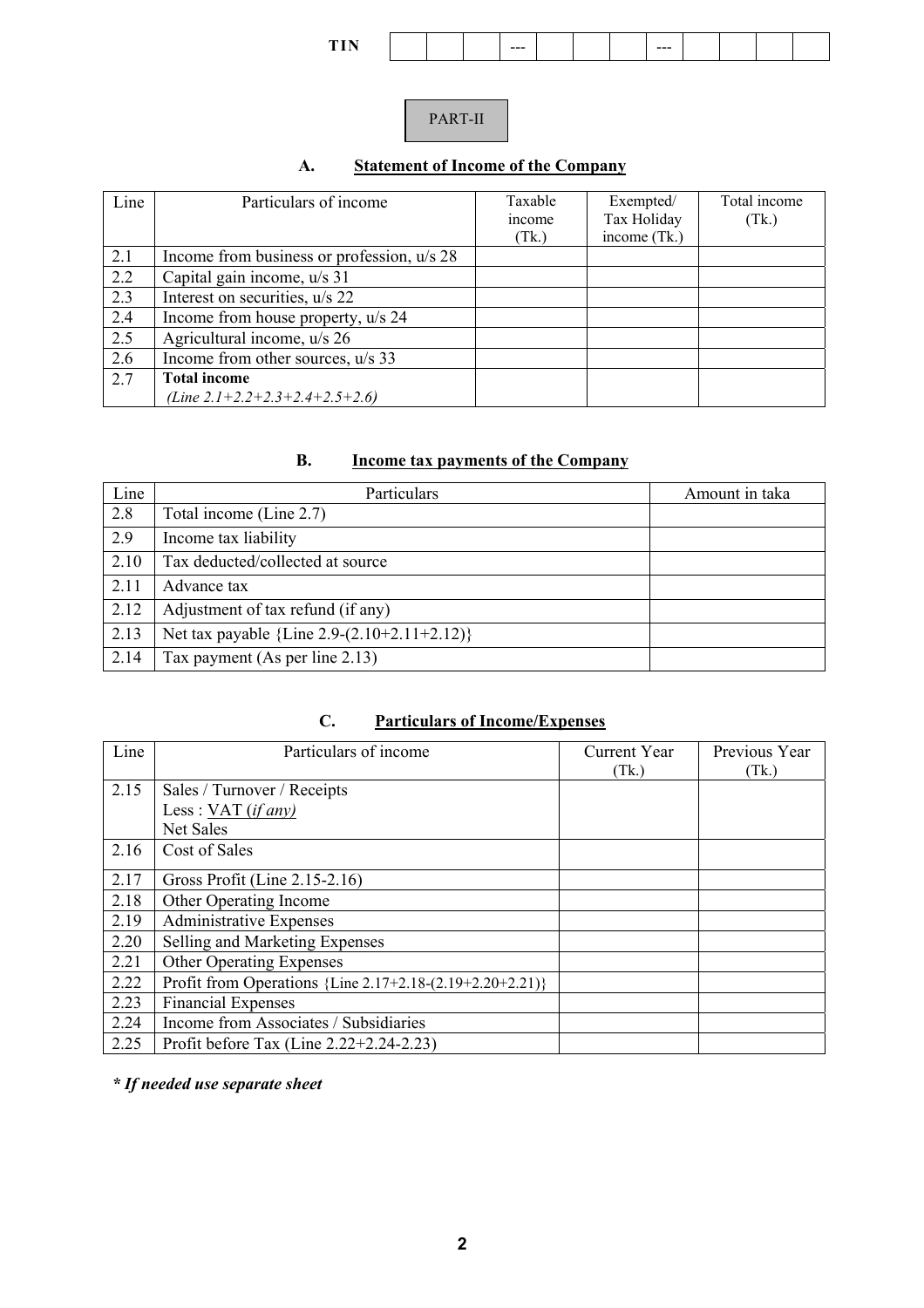**TIN** | | | | --- | | | | --- | | | | |

PART-II

### A. Statement of Income of the Company

| Line | Particulars of income | Taxable income (Tk.) | Exempted/ Tax Holiday income (Tk.) | Total income (Tk.) |
|---|---|---|---|---|
| 2.1 | Income from business or profession, u/s 28 | | | |
| 2.2 | Capital gain income, u/s 31 | | | |
| 2.3 | Interest on securities, u/s 22 | | | |
| 2.4 | Income from house property, u/s 24 | | | |
| 2.5 | Agricultural income, u/s 26 | | | |
| 2.6 | Income from other sources, u/s 33 | | | |
| 2.7 | **Total income** *(Line 2.1+2.2+2.3+2.4+2.5+2.6)* | | | |

### B. Income tax payments of the Company

| Line | Particulars | Amount in taka |
|---|---|---|
| 2.8 | Total income (Line 2.7) | |
| 2.9 | Income tax liability | |
| 2.10 | Tax deducted/collected at source | |
| 2.11 | Advance tax | |
| 2.12 | Adjustment of tax refund (if any) | |
| 2.13 | Net tax payable {Line 2.9-(2.10+2.11+2.12)} | |
| 2.14 | Tax payment (As per line 2.13) | |

### C. Particulars of Income/Expenses

| Line | Particulars of income | Current Year (Tk.) | Previous Year (Tk.) |
|---|---|---|---|
| 2.15 | Sales / Turnover / Receipts<br>Less : VAT *(if any)*<br>Net Sales | | |
| 2.16 | Cost of Sales | | |
| 2.17 | Gross Profit (Line 2.15-2.16) | | |
| 2.18 | Other Operating Income | | |
| 2.19 | Administrative Expenses | | |
| 2.20 | Selling and Marketing Expenses | | |
| 2.21 | Other Operating Expenses | | |
| 2.22 | Profit from Operations {Line 2.17+2.18-(2.19+2.20+2.21)} | | |
| 2.23 | Financial Expenses | | |
| 2.24 | Income from Associates / Subsidiaries | | |
| 2.25 | Profit before Tax (Line 2.22+2.24-2.23) | | |

***\* If needed use separate sheet***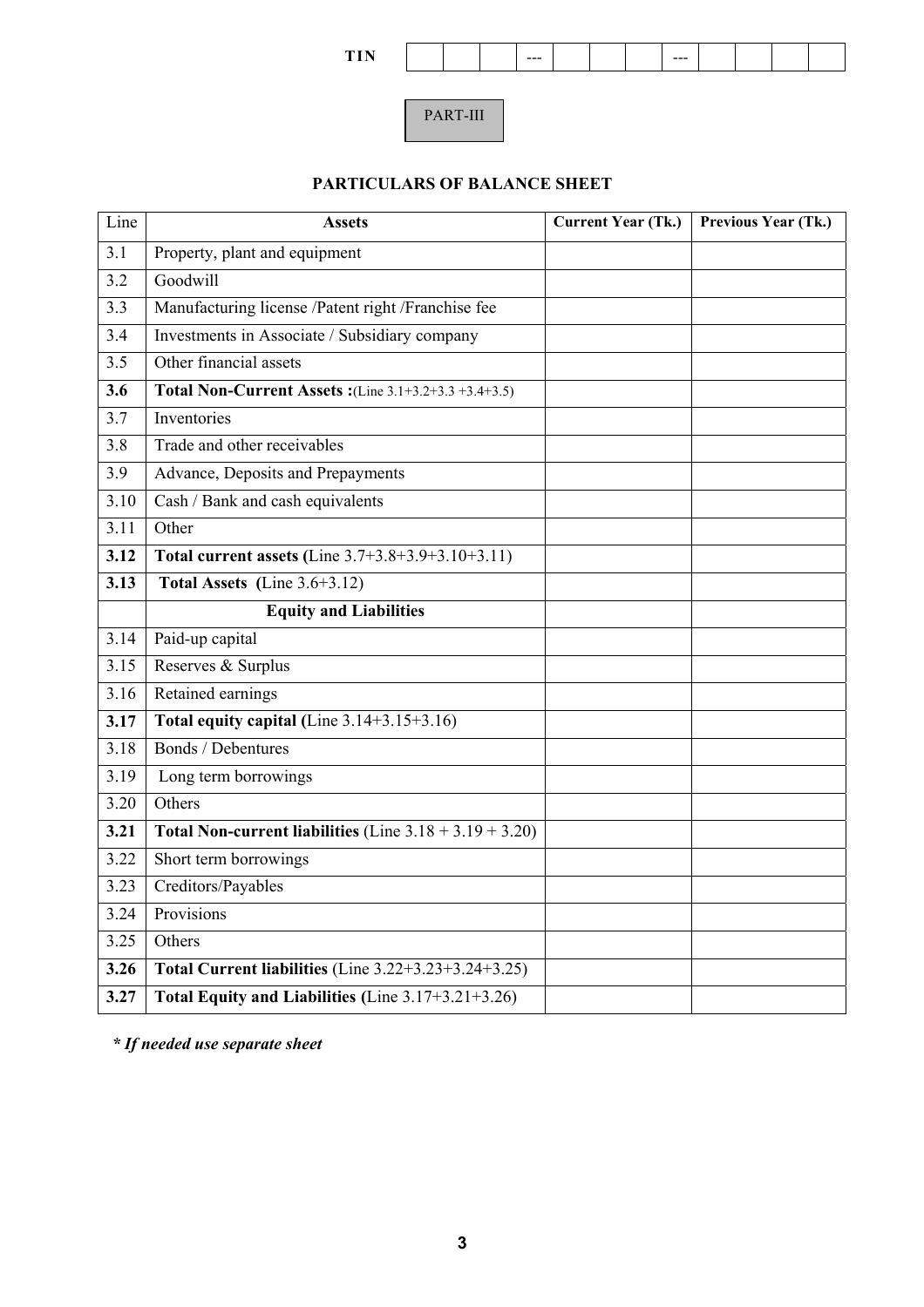TIN | | | | --- | | | | --- | | | | |

PART-III

## PARTICULARS OF BALANCE SHEET

| Line | Assets | Current Year (Tk.) | Previous Year (Tk.) |
|---|---|---|---|
| 3.1 | Property, plant and equipment | | |
| 3.2 | Goodwill | | |
| 3.3 | Manufacturing license /Patent right /Franchise fee | | |
| 3.4 | Investments in Associate / Subsidiary company | | |
| 3.5 | Other financial assets | | |
| **3.6** | **Total Non-Current Assets :**(Line 3.1+3.2+3.3 +3.4+3.5) | | |
| 3.7 | Inventories | | |
| 3.8 | Trade and other receivables | | |
| 3.9 | Advance, Deposits and Prepayments | | |
| 3.10 | Cash / Bank and cash equivalents | | |
| 3.11 | Other | | |
| **3.12** | **Total current assets (**Line 3.7+3.8+3.9+3.10+3.11) | | |
| **3.13** | **Total Assets (**Line 3.6+3.12) | | |
| | **Equity and Liabilities** | | |
| 3.14 | Paid-up capital | | |
| 3.15 | Reserves & Surplus | | |
| 3.16 | Retained earnings | | |
| **3.17** | **Total equity capital (**Line 3.14+3.15+3.16) | | |
| 3.18 | Bonds / Debentures | | |
| 3.19 | Long term borrowings | | |
| 3.20 | Others | | |
| **3.21** | **Total Non-current liabilities** (Line 3.18 + 3.19 + 3.20) | | |
| 3.22 | Short term borrowings | | |
| 3.23 | Creditors/Payables | | |
| 3.24 | Provisions | | |
| 3.25 | Others | | |
| **3.26** | **Total Current liabilities** (Line 3.22+3.23+3.24+3.25) | | |
| **3.27** | **Total Equity and Liabilities (**Line 3.17+3.21+3.26) | | |

***If needed use separate sheet**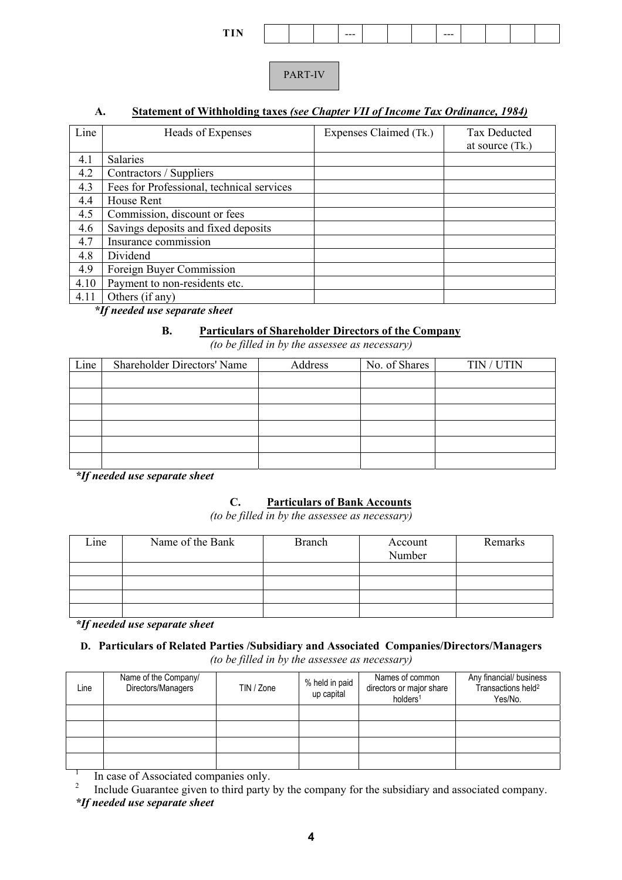| TIN | | | | --- | | | | --- | | | | |
|---|---|---|---|---|---|---|---|---|---|---|---|---|

PART-IV

## A. Statement of Withholding taxes *(see Chapter VII of Income Tax Ordinance, 1984)*

| Line | Heads of Expenses | Expenses Claimed (Tk.) | Tax Deducted at source (Tk.) |
|---|---|---|---|
| 4.1 | Salaries | | |
| 4.2 | Contractors / Suppliers | | |
| 4.3 | Fees for Professional, technical services | | |
| 4.4 | House Rent | | |
| 4.5 | Commission, discount or fees | | |
| 4.6 | Savings deposits and fixed deposits | | |
| 4.7 | Insurance commission | | |
| 4.8 | Dividend | | |
| 4.9 | Foreign Buyer Commission | | |
| 4.10 | Payment to non-residents etc. | | |
| 4.11 | Others (if any) | | |

***If needed use separate sheet***

## B. Particulars of Shareholder Directors of the Company

*(to be filled in by the assessee as necessary)*

| Line | Shareholder Directors' Name | Address | No. of Shares | TIN / UTIN |
|---|---|---|---|---|
| | | | | |
| | | | | |
| | | | | |
| | | | | |
| | | | | |
| | | | | |

***If needed use separate sheet***

## C. Particulars of Bank Accounts

*(to be filled in by the assessee as necessary)*

| Line | Name of the Bank | Branch | Account Number | Remarks |
|---|---|---|---|---|
| | | | | |
| | | | | |
| | | | | |
| | | | | |

***If needed use separate sheet***

## D. Particulars of Related Parties /Subsidiary and Associated Companies/Directors/Managers

*(to be filled in by the assessee as necessary)*

| Line | Name of the Company/ Directors/Managers | TIN / Zone | % held in paid up capital | Names of common directors or major share holders[1] | Any financial/ business Transactions held[2] Yes/No. |
|---|---|---|---|---|---|
| | | | | | |
| | | | | | |
| | | | | | |
| | | | | | |

[1] In case of Associated companies only.

[2] Include Guarantee given to third party by the company for the subsidiary and associated company.

***If needed use separate sheet***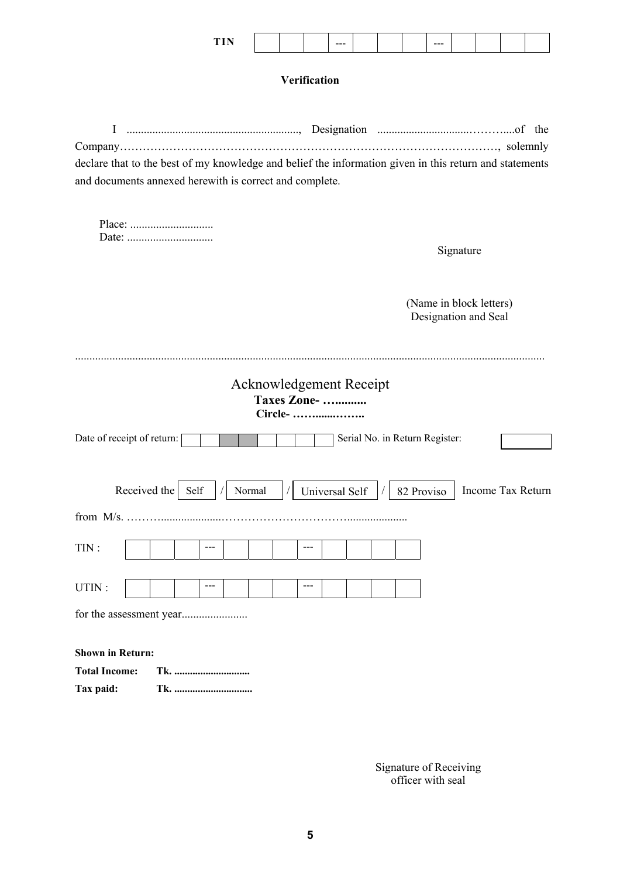**TIN** | | | | --- | | | | --- | | | | |

## Verification

I ............................................................, Designation ...............................………....of the Company…………………………………………………………………………………………, solemnly declare that to the best of my knowledge and belief the information given in this return and statements and documents annexed herewith is correct and complete.

Place: .............................
Date: ..............................

Signature

(Name in block letters)
Designation and Seal

.................................................................................................................................................................

## Acknowledgement Receipt

**Taxes Zone- …..........**
**Circle- ……......……..**

Date of receipt of return: | | | | | | | | | Serial No. in Return Register: | |

Received the | Self | / | Normal | / | Universal Self | / | 82 Proviso | Income Tax Return

from M/s. ………...................……………………………....................

TIN : | | | | --- | | | | --- | | | | |

UTIN : | | | | --- | | | | --- | | | | |

for the assessment year.......................

**Shown in Return:**

**Total Income:** **Tk. .............................**

**Tax paid:** **Tk. ..............................**

Signature of Receiving officer with seal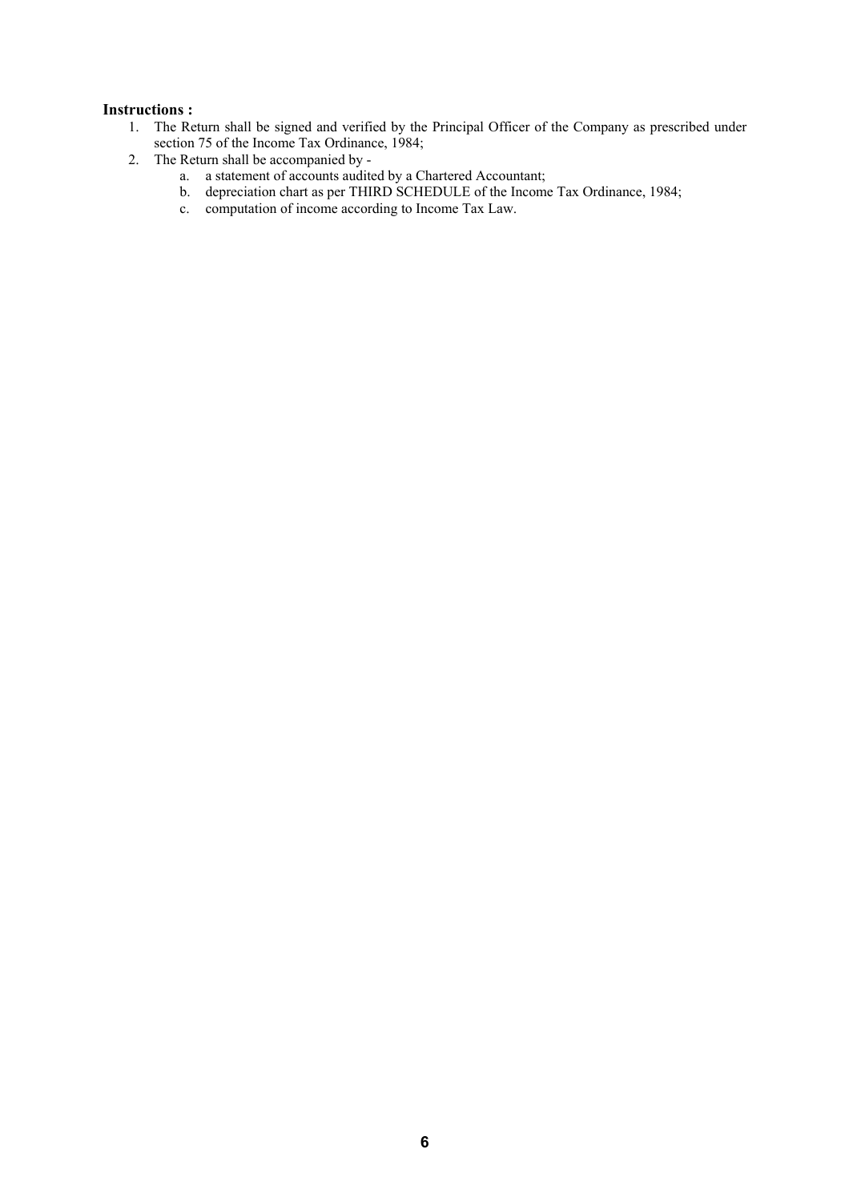**Instructions :**

1. The Return shall be signed and verified by the Principal Officer of the Company as prescribed under section 75 of the Income Tax Ordinance, 1984;
2. The Return shall be accompanied by -
   a. a statement of accounts audited by a Chartered Accountant;
   b. depreciation chart as per THIRD SCHEDULE of the Income Tax Ordinance, 1984;
   c. computation of income according to Income Tax Law.